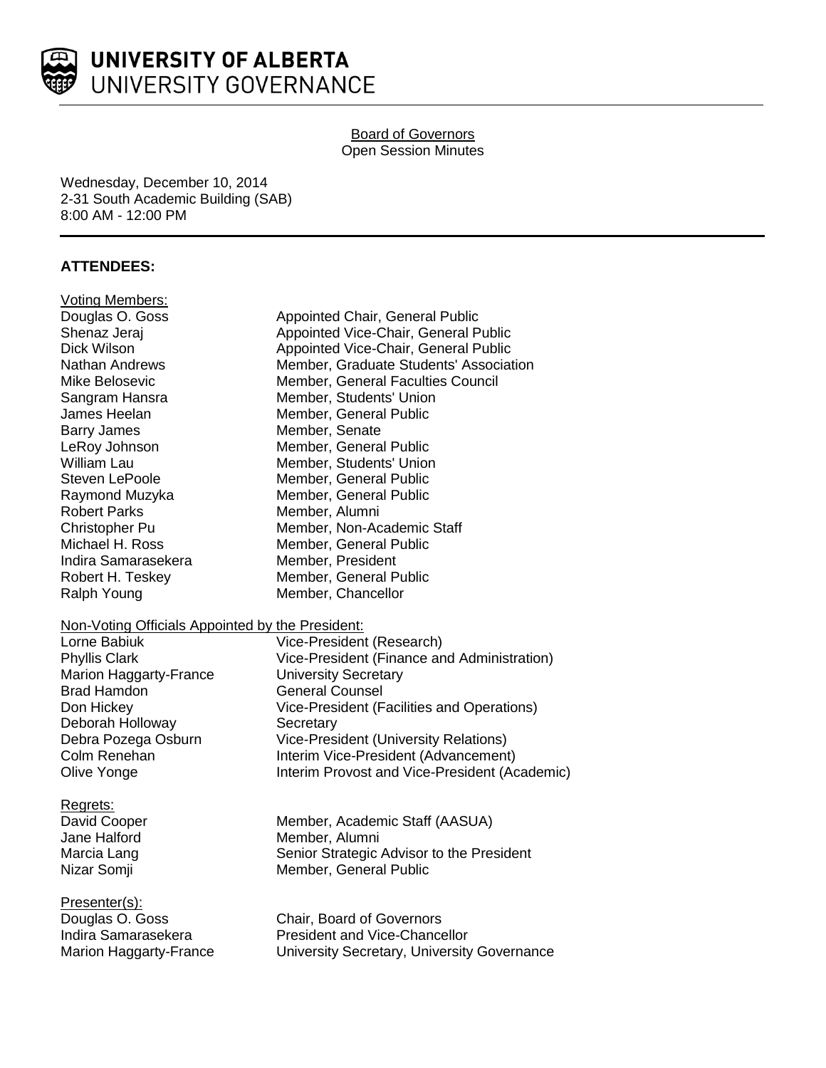# UNIVERSITY OF ALBERTA
## UNIVERSITY GOVERNANCE

Board of Governors
Open Session Minutes

Wednesday, December 10, 2014
2-31 South Academic Building (SAB)
8:00 AM - 12:00 PM

## ATTENDEES:

Voting Members:

| | |
|---|---|
| Douglas O. Goss | Appointed Chair, General Public |
| Shenaz Jeraj | Appointed Vice-Chair, General Public |
| Dick Wilson | Appointed Vice-Chair, General Public |
| Nathan Andrews | Member, Graduate Students' Association |
| Mike Belosevic | Member, General Faculties Council |
| Sangram Hansra | Member, Students' Union |
| James Heelan | Member, General Public |
| Barry James | Member, Senate |
| LeRoy Johnson | Member, General Public |
| William Lau | Member, Students' Union |
| Steven LePoole | Member, General Public |
| Raymond Muzyka | Member, General Public |
| Robert Parks | Member, Alumni |
| Christopher Pu | Member, Non-Academic Staff |
| Michael H. Ross | Member, General Public |
| Indira Samarasekera | Member, President |
| Robert H. Teskey | Member, General Public |
| Ralph Young | Member, Chancellor |

Non-Voting Officials Appointed by the President:

| | |
|---|---|
| Lorne Babiuk | Vice-President (Research) |
| Phyllis Clark | Vice-President (Finance and Administration) |
| Marion Haggarty-France | University Secretary |
| Brad Hamdon | General Counsel |
| Don Hickey | Vice-President (Facilities and Operations) |
| Deborah Holloway | Secretary |
| Debra Pozega Osburn | Vice-President (University Relations) |
| Colm Renehan | Interim Vice-President (Advancement) |
| Olive Yonge | Interim Provost and Vice-President (Academic) |

Regrets:

| | |
|---|---|
| David Cooper | Member, Academic Staff (AASUA) |
| Jane Halford | Member, Alumni |
| Marcia Lang | Senior Strategic Advisor to the President |
| Nizar Somji | Member, General Public |

Presenter(s):

| | |
|---|---|
| Douglas O. Goss | Chair, Board of Governors |
| Indira Samarasekera | President and Vice-Chancellor |
| Marion Haggarty-France | University Secretary, University Governance |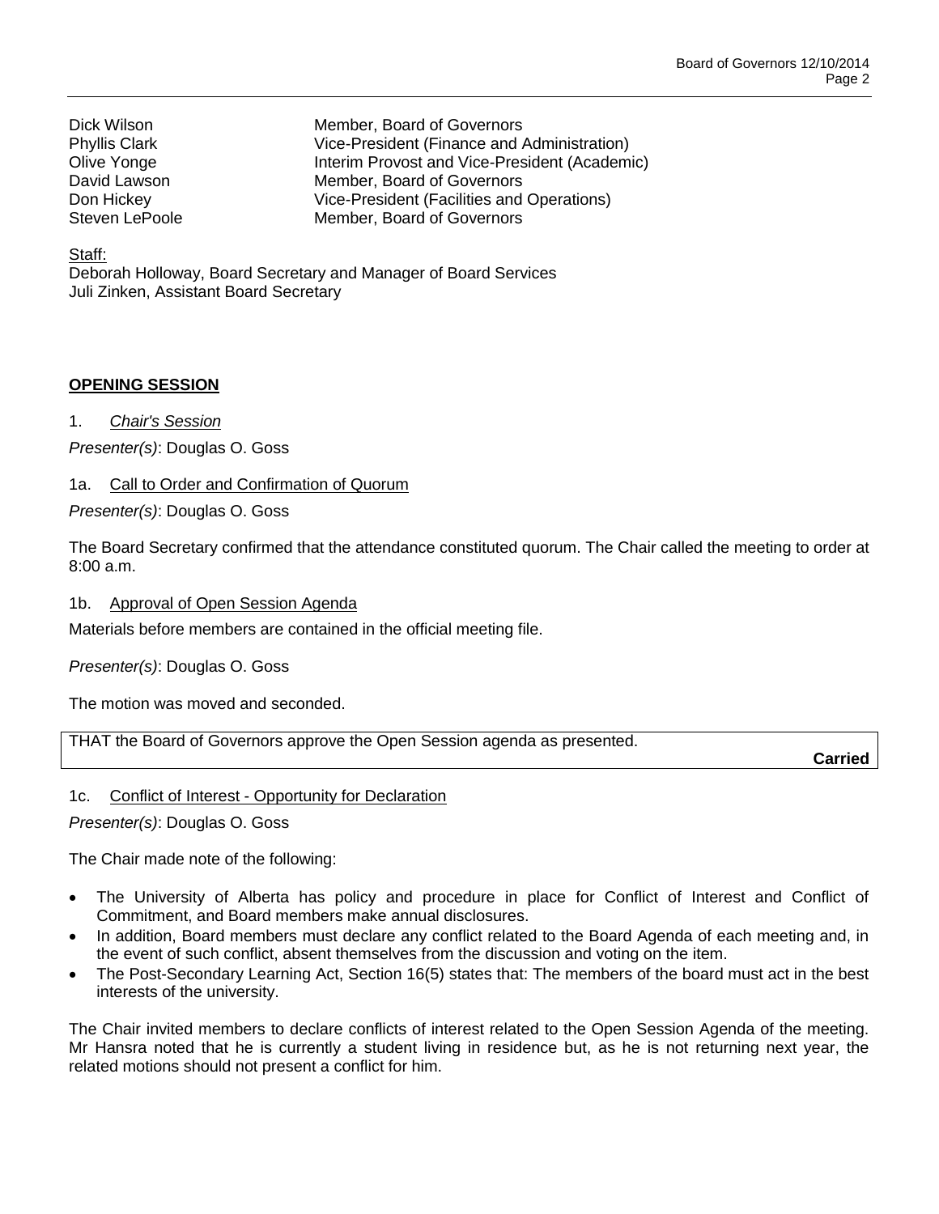| | |
|---|---|
| Dick Wilson | Member, Board of Governors |
| Phyllis Clark | Vice-President (Finance and Administration) |
| Olive Yonge | Interim Provost and Vice-President (Academic) |
| David Lawson | Member, Board of Governors |
| Don Hickey | Vice-President (Facilities and Operations) |
| Steven LePoole | Member, Board of Governors |

Staff:
Deborah Holloway, Board Secretary and Manager of Board Services
Juli Zinken, Assistant Board Secretary

## OPENING SESSION

1. *Chair's Session*

*Presenter(s)*: Douglas O. Goss

1a. Call to Order and Confirmation of Quorum

*Presenter(s)*: Douglas O. Goss

The Board Secretary confirmed that the attendance constituted quorum. The Chair called the meeting to order at 8:00 a.m.

1b. Approval of Open Session Agenda

Materials before members are contained in the official meeting file.

*Presenter(s)*: Douglas O. Goss

The motion was moved and seconded.

THAT the Board of Governors approve the Open Session agenda as presented.

**Carried**

1c. Conflict of Interest - Opportunity for Declaration

*Presenter(s)*: Douglas O. Goss

The Chair made note of the following:

- The University of Alberta has policy and procedure in place for Conflict of Interest and Conflict of Commitment, and Board members make annual disclosures.
- In addition, Board members must declare any conflict related to the Board Agenda of each meeting and, in the event of such conflict, absent themselves from the discussion and voting on the item.
- The Post-Secondary Learning Act, Section 16(5) states that: The members of the board must act in the best interests of the university.

The Chair invited members to declare conflicts of interest related to the Open Session Agenda of the meeting. Mr Hansra noted that he is currently a student living in residence but, as he is not returning next year, the related motions should not present a conflict for him.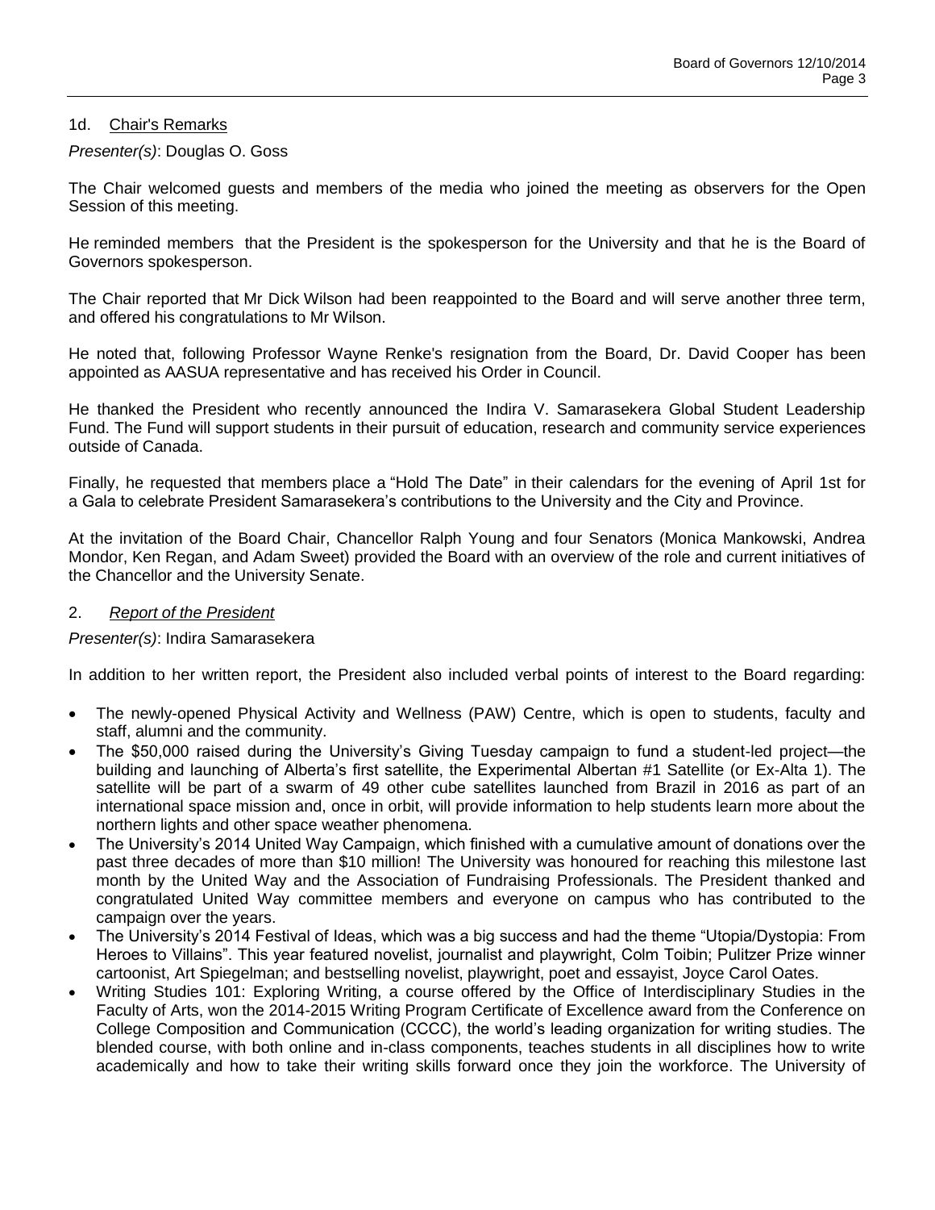## 1d. Chair's Remarks

*Presenter(s)*: Douglas O. Goss

The Chair welcomed guests and members of the media who joined the meeting as observers for the Open Session of this meeting.

He reminded members that the President is the spokesperson for the University and that he is the Board of Governors spokesperson.

The Chair reported that Mr Dick Wilson had been reappointed to the Board and will serve another three term, and offered his congratulations to Mr Wilson.

He noted that, following Professor Wayne Renke's resignation from the Board, Dr. David Cooper has been appointed as AASUA representative and has received his Order in Council.

He thanked the President who recently announced the Indira V. Samarasekera Global Student Leadership Fund. The Fund will support students in their pursuit of education, research and community service experiences outside of Canada.

Finally, he requested that members place a "Hold The Date" in their calendars for the evening of April 1st for a Gala to celebrate President Samarasekera's contributions to the University and the City and Province.

At the invitation of the Board Chair, Chancellor Ralph Young and four Senators (Monica Mankowski, Andrea Mondor, Ken Regan, and Adam Sweet) provided the Board with an overview of the role and current initiatives of the Chancellor and the University Senate.

## 2. *Report of the President*

*Presenter(s)*: Indira Samarasekera

In addition to her written report, the President also included verbal points of interest to the Board regarding:

- The newly-opened Physical Activity and Wellness (PAW) Centre, which is open to students, faculty and staff, alumni and the community.
- The $50,000 raised during the University's Giving Tuesday campaign to fund a student-led project—the building and launching of Alberta's first satellite, the Experimental Albertan #1 Satellite (or Ex-Alta 1). The satellite will be part of a swarm of 49 other cube satellites launched from Brazil in 2016 as part of an international space mission and, once in orbit, will provide information to help students learn more about the northern lights and other space weather phenomena.
- The University's 2014 United Way Campaign, which finished with a cumulative amount of donations over the past three decades of more than $10 million! The University was honoured for reaching this milestone last month by the United Way and the Association of Fundraising Professionals. The President thanked and congratulated United Way committee members and everyone on campus who has contributed to the campaign over the years.
- The University's 2014 Festival of Ideas, which was a big success and had the theme "Utopia/Dystopia: From Heroes to Villains". This year featured novelist, journalist and playwright, Colm Toibin; Pulitzer Prize winner cartoonist, Art Spiegelman; and bestselling novelist, playwright, poet and essayist, Joyce Carol Oates.
- Writing Studies 101: Exploring Writing, a course offered by the Office of Interdisciplinary Studies in the Faculty of Arts, won the 2014-2015 Writing Program Certificate of Excellence award from the Conference on College Composition and Communication (CCCC), the world's leading organization for writing studies. The blended course, with both online and in-class components, teaches students in all disciplines how to write academically and how to take their writing skills forward once they join the workforce. The University of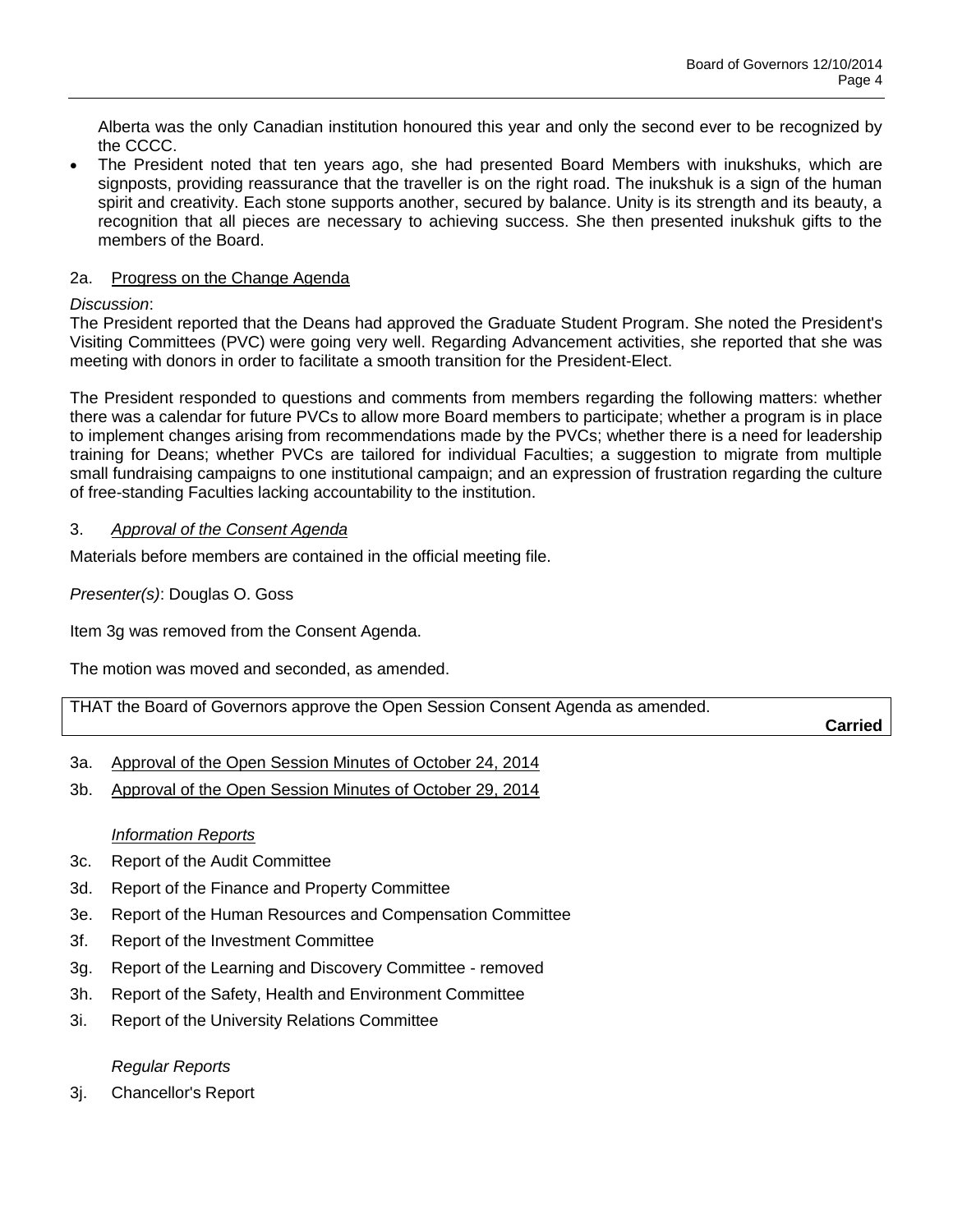Alberta was the only Canadian institution honoured this year and only the second ever to be recognized by the CCCC.

- The President noted that ten years ago, she had presented Board Members with inukshuks, which are signposts, providing reassurance that the traveller is on the right road. The inukshuk is a sign of the human spirit and creativity. Each stone supports another, secured by balance. Unity is its strength and its beauty, a recognition that all pieces are necessary to achieving success. She then presented inukshuk gifts to the members of the Board.

2a. Progress on the Change Agenda

*Discussion*:
The President reported that the Deans had approved the Graduate Student Program. She noted the President's Visiting Committees (PVC) were going very well. Regarding Advancement activities, she reported that she was meeting with donors in order to facilitate a smooth transition for the President-Elect.

The President responded to questions and comments from members regarding the following matters: whether there was a calendar for future PVCs to allow more Board members to participate; whether a program is in place to implement changes arising from recommendations made by the PVCs; whether there is a need for leadership training for Deans; whether PVCs are tailored for individual Faculties; a suggestion to migrate from multiple small fundraising campaigns to one institutional campaign; and an expression of frustration regarding the culture of free-standing Faculties lacking accountability to the institution.

3. *Approval of the Consent Agenda*

Materials before members are contained in the official meeting file.

*Presenter(s)*: Douglas O. Goss

Item 3g was removed from the Consent Agenda.

The motion was moved and seconded, as amended.

THAT the Board of Governors approve the Open Session Consent Agenda as amended.

**Carried**

3a. Approval of the Open Session Minutes of October 24, 2014

3b. Approval of the Open Session Minutes of October 29, 2014

*Information Reports*

3c. Report of the Audit Committee

3d. Report of the Finance and Property Committee

3e. Report of the Human Resources and Compensation Committee

3f. Report of the Investment Committee

3g. Report of the Learning and Discovery Committee - removed

3h. Report of the Safety, Health and Environment Committee

3i. Report of the University Relations Committee

*Regular Reports*

3j. Chancellor's Report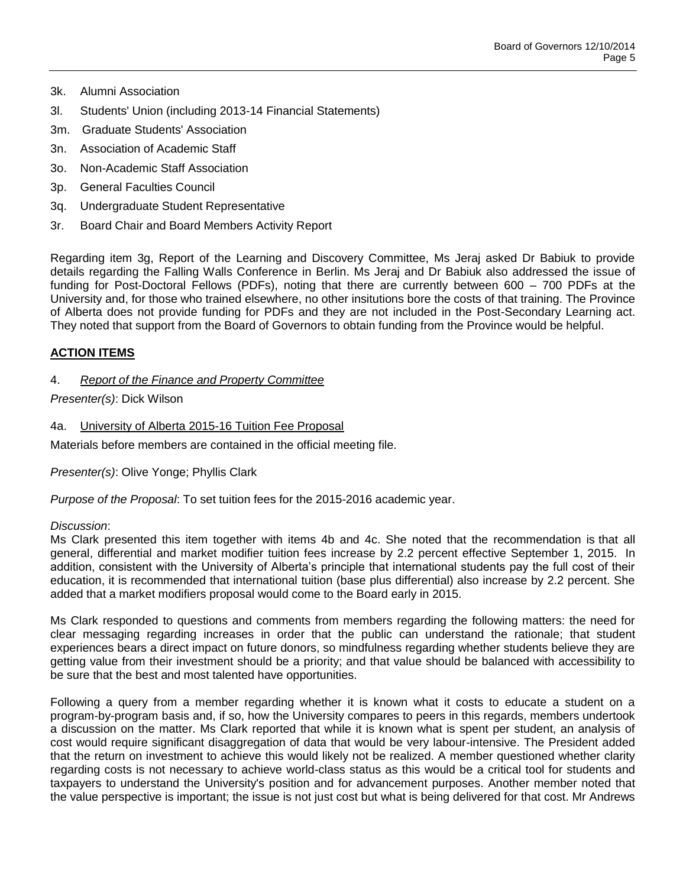3k. Alumni Association

3l. Students' Union (including 2013-14 Financial Statements)

3m. Graduate Students' Association

3n. Association of Academic Staff

3o. Non-Academic Staff Association

3p. General Faculties Council

3q. Undergraduate Student Representative

3r. Board Chair and Board Members Activity Report

Regarding item 3g, Report of the Learning and Discovery Committee, Ms Jeraj asked Dr Babiuk to provide details regarding the Falling Walls Conference in Berlin. Ms Jeraj and Dr Babiuk also addressed the issue of funding for Post-Doctoral Fellows (PDFs), noting that there are currently between 600 – 700 PDFs at the University and, for those who trained elsewhere, no other insitutions bore the costs of that training. The Province of Alberta does not provide funding for PDFs and they are not included in the Post-Secondary Learning act. They noted that support from the Board of Governors to obtain funding from the Province would be helpful.

## ACTION ITEMS

4. *Report of the Finance and Property Committee*

*Presenter(s)*: Dick Wilson

4a. University of Alberta 2015-16 Tuition Fee Proposal

Materials before members are contained in the official meeting file.

*Presenter(s)*: Olive Yonge; Phyllis Clark

*Purpose of the Proposal*: To set tuition fees for the 2015-2016 academic year.

*Discussion*:

Ms Clark presented this item together with items 4b and 4c. She noted that the recommendation is that all general, differential and market modifier tuition fees increase by 2.2 percent effective September 1, 2015. In addition, consistent with the University of Alberta's principle that international students pay the full cost of their education, it is recommended that international tuition (base plus differential) also increase by 2.2 percent. She added that a market modifiers proposal would come to the Board early in 2015.

Ms Clark responded to questions and comments from members regarding the following matters: the need for clear messaging regarding increases in order that the public can understand the rationale; that student experiences bears a direct impact on future donors, so mindfulness regarding whether students believe they are getting value from their investment should be a priority; and that value should be balanced with accessibility to be sure that the best and most talented have opportunities.

Following a query from a member regarding whether it is known what it costs to educate a student on a program-by-program basis and, if so, how the University compares to peers in this regards, members undertook a discussion on the matter. Ms Clark reported that while it is known what is spent per student, an analysis of cost would require significant disaggregation of data that would be very labour-intensive. The President added that the return on investment to achieve this would likely not be realized. A member questioned whether clarity regarding costs is not necessary to achieve world-class status as this would be a critical tool for students and taxpayers to understand the University's position and for advancement purposes. Another member noted that the value perspective is important; the issue is not just cost but what is being delivered for that cost. Mr Andrews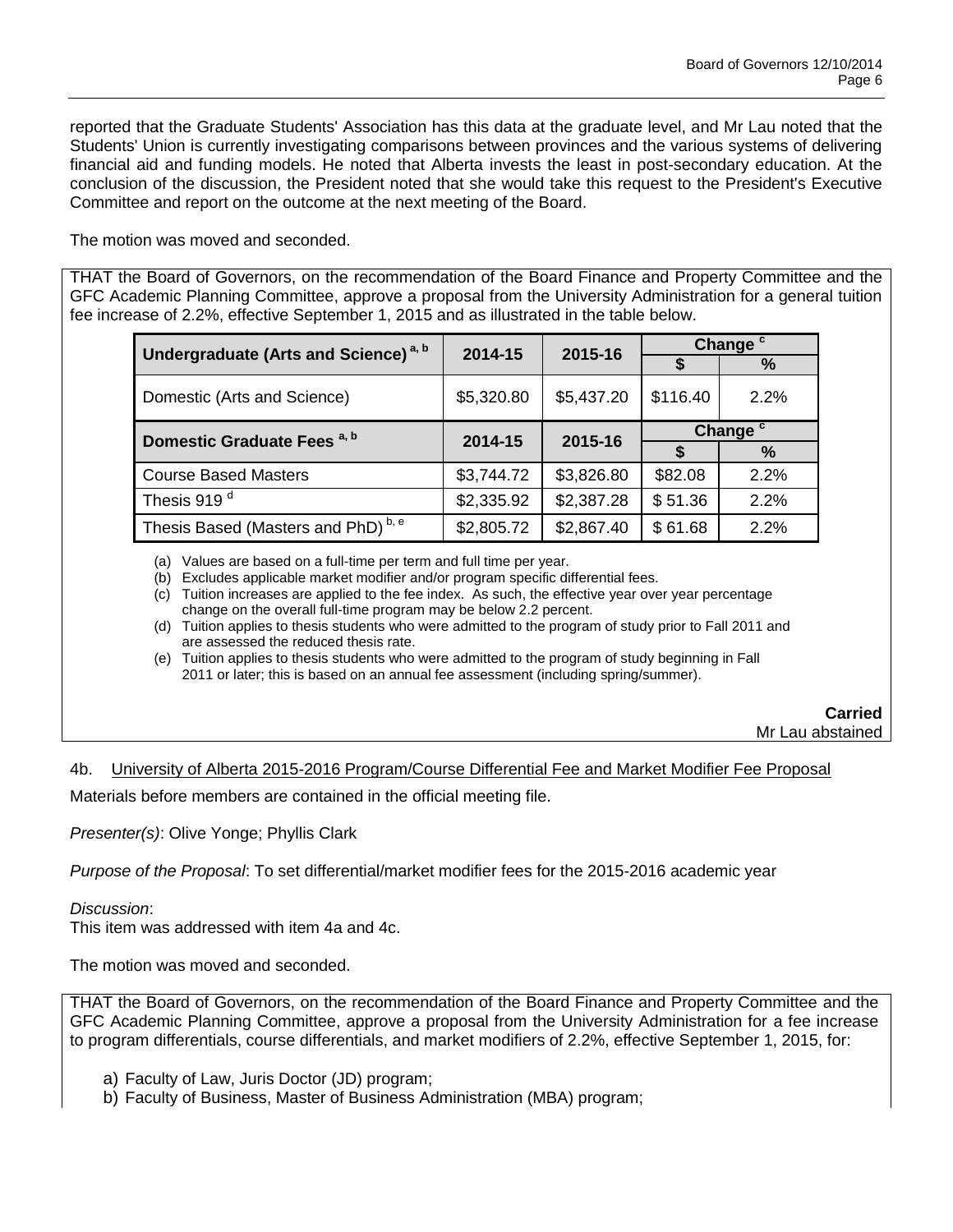reported that the Graduate Students' Association has this data at the graduate level, and Mr Lau noted that the Students' Union is currently investigating comparisons between provinces and the various systems of delivering financial aid and funding models. He noted that Alberta invests the least in post-secondary education. At the conclusion of the discussion, the President noted that she would take this request to the President's Executive Committee and report on the outcome at the next meeting of the Board.

The motion was moved and seconded.

THAT the Board of Governors, on the recommendation of the Board Finance and Property Committee and the GFC Academic Planning Committee, approve a proposal from the University Administration for a general tuition fee increase of 2.2%, effective September 1, 2015 and as illustrated in the table below.

| Undergraduate (Arts and Science) [a, b] | 2014-15 | 2015-16 | Change [c] | |
|---|---|---|---|---|
| | | | $ | % |
| Domestic (Arts and Science) | $5,320.80 | $5,437.20 | $116.40 | 2.2% |
| **Domestic Graduate Fees [a, b]** | **2014-15** | **2015-16** | **Change [c]** | |
| | | | **$** | **%** |
| Course Based Masters | $3,744.72 | $3,826.80 | $82.08 | 2.2% |
| Thesis 919 [d] | $2,335.92 | $2,387.28 | $ 51.36 | 2.2% |
| Thesis Based (Masters and PhD) [b, e] | $2,805.72 | $2,867.40 | $ 61.68 | 2.2% |

(a) Values are based on a full-time per term and full time per year.
(b) Excludes applicable market modifier and/or program specific differential fees.
(c) Tuition increases are applied to the fee index. As such, the effective year over year percentage change on the overall full-time program may be below 2.2 percent.
(d) Tuition applies to thesis students who were admitted to the program of study prior to Fall 2011 and are assessed the reduced thesis rate.
(e) Tuition applies to thesis students who were admitted to the program of study beginning in Fall 2011 or later; this is based on an annual fee assessment (including spring/summer).

**Carried**
Mr Lau abstained

4b. University of Alberta 2015-2016 Program/Course Differential Fee and Market Modifier Fee Proposal

Materials before members are contained in the official meeting file.

*Presenter(s)*: Olive Yonge; Phyllis Clark

*Purpose of the Proposal*: To set differential/market modifier fees for the 2015-2016 academic year

*Discussion*:
This item was addressed with item 4a and 4c.

The motion was moved and seconded.

THAT the Board of Governors, on the recommendation of the Board Finance and Property Committee and the GFC Academic Planning Committee, approve a proposal from the University Administration for a fee increase to program differentials, course differentials, and market modifiers of 2.2%, effective September 1, 2015, for:

a) Faculty of Law, Juris Doctor (JD) program;
b) Faculty of Business, Master of Business Administration (MBA) program;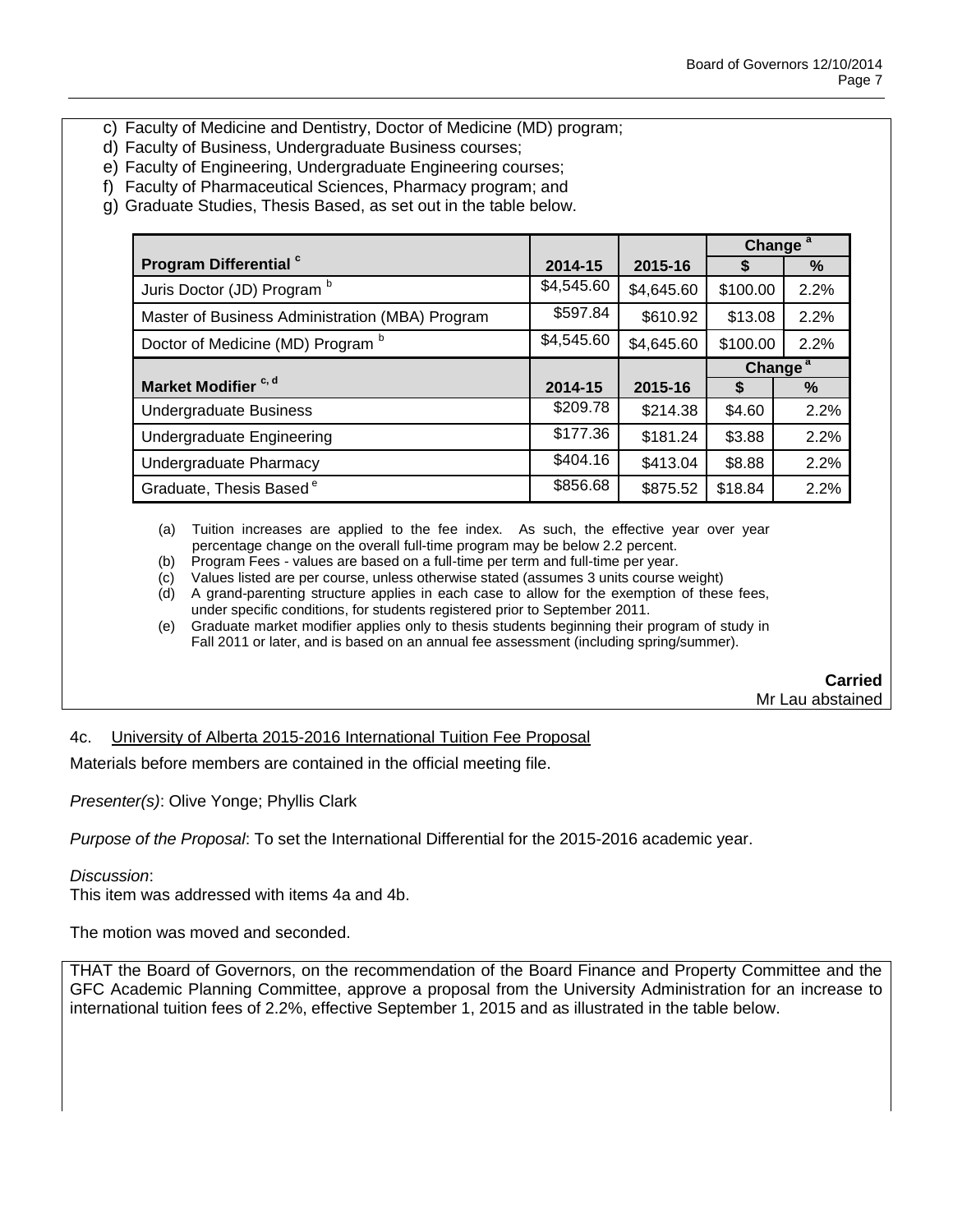c) Faculty of Medicine and Dentistry, Doctor of Medicine (MD) program;
d) Faculty of Business, Undergraduate Business courses;
e) Faculty of Engineering, Undergraduate Engineering courses;
f) Faculty of Pharmaceutical Sciences, Pharmacy program; and
g) Graduate Studies, Thesis Based, as set out in the table below.

| Program Differential [c] | 2014-15 | 2015-16 | Change [a] $ | Change [a] % |
|---|---|---|---|---|
| Juris Doctor (JD) Program [b] | $4,545.60 | $4,645.60 | $100.00 | 2.2% |
| Master of Business Administration (MBA) Program | $597.84 | $610.92 | $13.08 | 2.2% |
| Doctor of Medicine (MD) Program [b] | $4,545.60 | $4,645.60 | $100.00 | 2.2% |
| **Market Modifier [c, d]** | **2014-15** | **2015-16** | **Change [a] $** | **Change [a] %** |
| Undergraduate Business | $209.78 | $214.38 | $4.60 | 2.2% |
| Undergraduate Engineering | $177.36 | $181.24 | $3.88 | 2.2% |
| Undergraduate Pharmacy | $404.16 | $413.04 | $8.88 | 2.2% |
| Graduate, Thesis Based [e] | $856.68 | $875.52 | $18.84 | 2.2% |

(a) Tuition increases are applied to the fee index. As such, the effective year over year percentage change on the overall full-time program may be below 2.2 percent.
(b) Program Fees - values are based on a full-time per term and full-time per year.
(c) Values listed are per course, unless otherwise stated (assumes 3 units course weight)
(d) A grand-parenting structure applies in each case to allow for the exemption of these fees, under specific conditions, for students registered prior to September 2011.
(e) Graduate market modifier applies only to thesis students beginning their program of study in Fall 2011 or later, and is based on an annual fee assessment (including spring/summer).

**Carried**
Mr Lau abstained

4c. University of Alberta 2015-2016 International Tuition Fee Proposal

Materials before members are contained in the official meeting file.

*Presenter(s)*: Olive Yonge; Phyllis Clark

*Purpose of the Proposal*: To set the International Differential for the 2015-2016 academic year.

*Discussion*:
This item was addressed with items 4a and 4b.

The motion was moved and seconded.

THAT the Board of Governors, on the recommendation of the Board Finance and Property Committee and the GFC Academic Planning Committee, approve a proposal from the University Administration for an increase to international tuition fees of 2.2%, effective September 1, 2015 and as illustrated in the table below.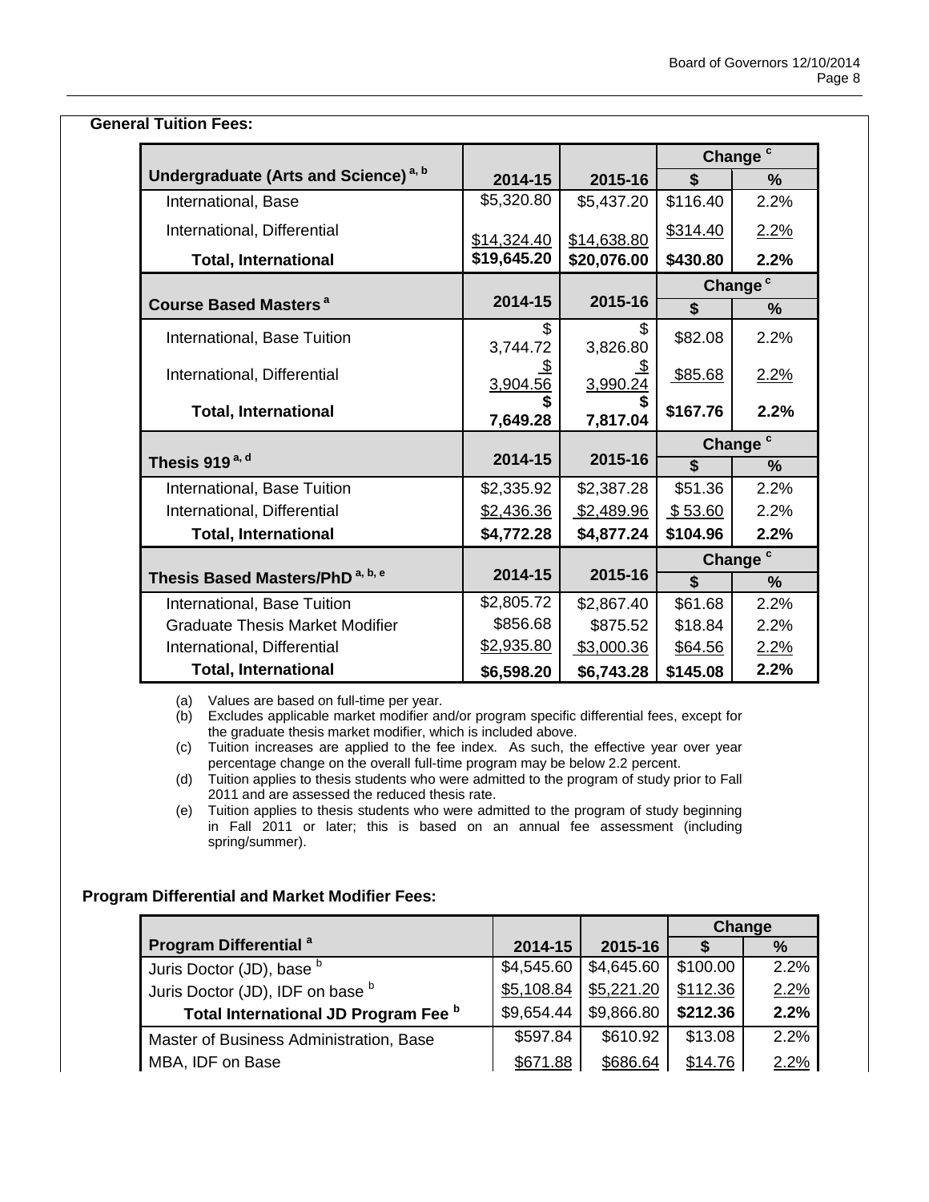**General Tuition Fees:**

| Undergraduate (Arts and Science) [a, b] | 2014-15 | 2015-16 | Change [c] $ | Change [c] % |
|---|---|---|---|---|
| International, Base | $5,320.80 | $5,437.20 | $116.40 | 2.2% |
| International, Differential | $14,324.40 | $14,638.80 | $314.40 | 2.2% |
| **Total, International** | **$19,645.20** | **$20,076.00** | **$430.80** | **2.2%** |

| Course Based Masters [a] | 2014-15 | 2015-16 | Change [c] $ | Change [c] % |
|---|---|---|---|---|
| International, Base Tuition | $ 3,744.72 | $ 3,826.80 | $82.08 | 2.2% |
| International, Differential | $ 3,904.56 | $ 3,990.24 | $85.68 | 2.2% |
| **Total, International** | **$ 7,649.28** | **$ 7,817.04** | **$167.76** | **2.2%** |

| Thesis 919 [a, d] | 2014-15 | 2015-16 | Change [c] $ | Change [c] % |
|---|---|---|---|---|
| International, Base Tuition | $2,335.92 | $2,387.28 | $51.36 | 2.2% |
| International, Differential | $2,436.36 | $2,489.96 | $ 53.60 | 2.2% |
| **Total, International** | **$4,772.28** | **$4,877.24** | **$104.96** | **2.2%** |

| Thesis Based Masters/PhD [a, b, e] | 2014-15 | 2015-16 | Change [c] $ | Change [c] % |
|---|---|---|---|---|
| International, Base Tuition | $2,805.72 | $2,867.40 | $61.68 | 2.2% |
| Graduate Thesis Market Modifier | $856.68 | $875.52 | $18.84 | 2.2% |
| International, Differential | $2,935.80 | $3,000.36 | $64.56 | 2.2% |
| **Total, International** | **$6,598.20** | **$6,743.28** | **$145.08** | **2.2%** |

(a) Values are based on full-time per year.
(b) Excludes applicable market modifier and/or program specific differential fees, except for the graduate thesis market modifier, which is included above.
(c) Tuition increases are applied to the fee index. As such, the effective year over year percentage change on the overall full-time program may be below 2.2 percent.
(d) Tuition applies to thesis students who were admitted to the program of study prior to Fall 2011 and are assessed the reduced thesis rate.
(e) Tuition applies to thesis students who were admitted to the program of study beginning in Fall 2011 or later; this is based on an annual fee assessment (including spring/summer).

**Program Differential and Market Modifier Fees:**

| Program Differential [a] | 2014-15 | 2015-16 | Change $ | Change % |
|---|---|---|---|---|
| Juris Doctor (JD), base [b] | $4,545.60 | $4,645.60 | $100.00 | 2.2% |
| Juris Doctor (JD), IDF on base [b] | $5,108.84 | $5,221.20 | $112.36 | 2.2% |
| **Total International JD Program Fee [b]** | $9,654.44 | $9,866.80 | **$212.36** | **2.2%** |
| Master of Business Administration, Base | $597.84 | $610.92 | $13.08 | 2.2% |
| MBA, IDF on Base | $671.88 | $686.64 | $14.76 | 2.2% |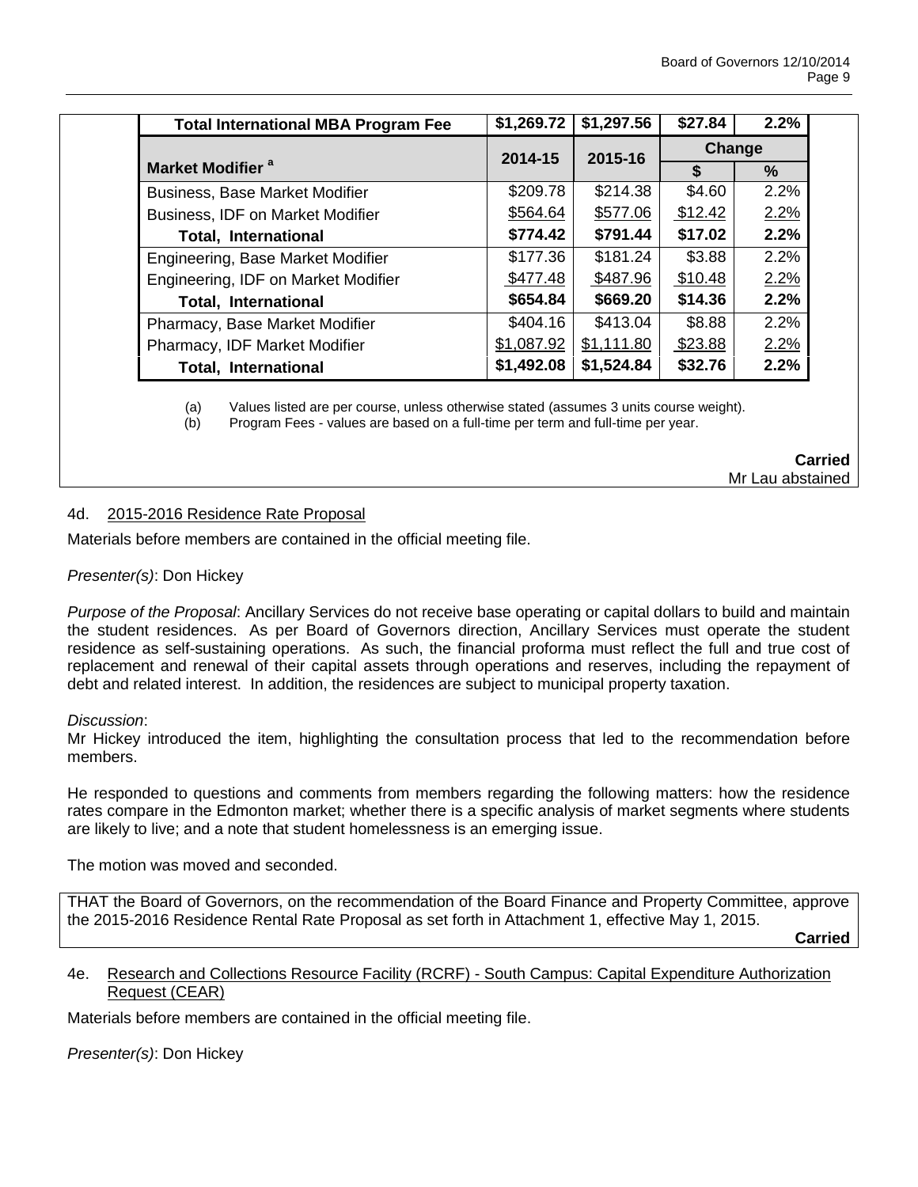| Total International MBA Program Fee | $1,269.72 | $1,297.56 | $27.84 | 2.2% |
|---|---|---|---|---|
| **Market Modifier** [a] | **2014-15** | **2015-16** | **Change** | |
| | | | **$** | **%** |
| Business, Base Market Modifier | $209.78 | $214.38 | $4.60 | 2.2% |
| Business, IDF on Market Modifier | $564.64 | $577.06 | $12.42 | 2.2% |
| **Total, International** | **$774.42** | **$791.44** | **$17.02** | **2.2%** |
| Engineering, Base Market Modifier | $177.36 | $181.24 | $3.88 | 2.2% |
| Engineering, IDF on Market Modifier | $477.48 | $487.96 | $10.48 | 2.2% |
| **Total, International** | **$654.84** | **$669.20** | **$14.36** | **2.2%** |
| Pharmacy, Base Market Modifier | $404.16 | $413.04 | $8.88 | 2.2% |
| Pharmacy, IDF Market Modifier | $1,087.92 | $1,111.80 | $23.88 | 2.2% |
| **Total, International** | **$1,492.08** | **$1,524.84** | **$32.76** | **2.2%** |

(a) Values listed are per course, unless otherwise stated (assumes 3 units course weight).
(b) Program Fees - values are based on a full-time per term and full-time per year.

**Carried**
Mr Lau abstained

4d. 2015-2016 Residence Rate Proposal

Materials before members are contained in the official meeting file.

*Presenter(s)*: Don Hickey

*Purpose of the Proposal*: Ancillary Services do not receive base operating or capital dollars to build and maintain the student residences. As per Board of Governors direction, Ancillary Services must operate the student residence as self-sustaining operations. As such, the financial proforma must reflect the full and true cost of replacement and renewal of their capital assets through operations and reserves, including the repayment of debt and related interest. In addition, the residences are subject to municipal property taxation.

*Discussion*:
Mr Hickey introduced the item, highlighting the consultation process that led to the recommendation before members.

He responded to questions and comments from members regarding the following matters: how the residence rates compare in the Edmonton market; whether there is a specific analysis of market segments where students are likely to live; and a note that student homelessness is an emerging issue.

The motion was moved and seconded.

THAT the Board of Governors, on the recommendation of the Board Finance and Property Committee, approve the 2015-2016 Residence Rental Rate Proposal as set forth in Attachment 1, effective May 1, 2015.

**Carried**

4e. Research and Collections Resource Facility (RCRF) - South Campus: Capital Expenditure Authorization Request (CEAR)

Materials before members are contained in the official meeting file.

*Presenter(s)*: Don Hickey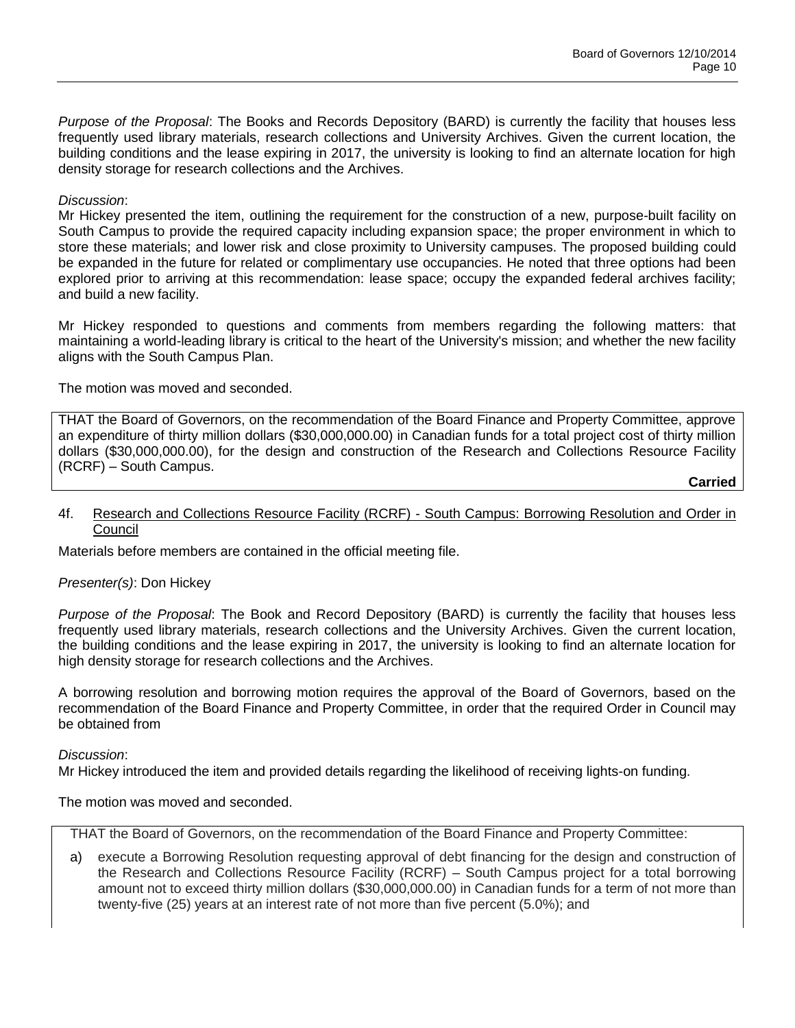*Purpose of the Proposal*: The Books and Records Depository (BARD) is currently the facility that houses less frequently used library materials, research collections and University Archives. Given the current location, the building conditions and the lease expiring in 2017, the university is looking to find an alternate location for high density storage for research collections and the Archives.

*Discussion*:
Mr Hickey presented the item, outlining the requirement for the construction of a new, purpose-built facility on South Campus to provide the required capacity including expansion space; the proper environment in which to store these materials; and lower risk and close proximity to University campuses. The proposed building could be expanded in the future for related or complimentary use occupancies. He noted that three options had been explored prior to arriving at this recommendation: lease space; occupy the expanded federal archives facility; and build a new facility.

Mr Hickey responded to questions and comments from members regarding the following matters: that maintaining a world-leading library is critical to the heart of the University's mission; and whether the new facility aligns with the South Campus Plan.

The motion was moved and seconded.

THAT the Board of Governors, on the recommendation of the Board Finance and Property Committee, approve an expenditure of thirty million dollars ($30,000,000.00) in Canadian funds for a total project cost of thirty million dollars ($30,000,000.00), for the design and construction of the Research and Collections Resource Facility (RCRF) – South Campus.

**Carried**

4f. Research and Collections Resource Facility (RCRF) - South Campus: Borrowing Resolution and Order in Council

Materials before members are contained in the official meeting file.

*Presenter(s)*: Don Hickey

*Purpose of the Proposal*: The Book and Record Depository (BARD) is currently the facility that houses less frequently used library materials, research collections and the University Archives. Given the current location, the building conditions and the lease expiring in 2017, the university is looking to find an alternate location for high density storage for research collections and the Archives.

A borrowing resolution and borrowing motion requires the approval of the Board of Governors, based on the recommendation of the Board Finance and Property Committee, in order that the required Order in Council may be obtained from

*Discussion*:
Mr Hickey introduced the item and provided details regarding the likelihood of receiving lights-on funding.

The motion was moved and seconded.

THAT the Board of Governors, on the recommendation of the Board Finance and Property Committee:

a) execute a Borrowing Resolution requesting approval of debt financing for the design and construction of the Research and Collections Resource Facility (RCRF) – South Campus project for a total borrowing amount not to exceed thirty million dollars ($30,000,000.00) in Canadian funds for a term of not more than twenty-five (25) years at an interest rate of not more than five percent (5.0%); and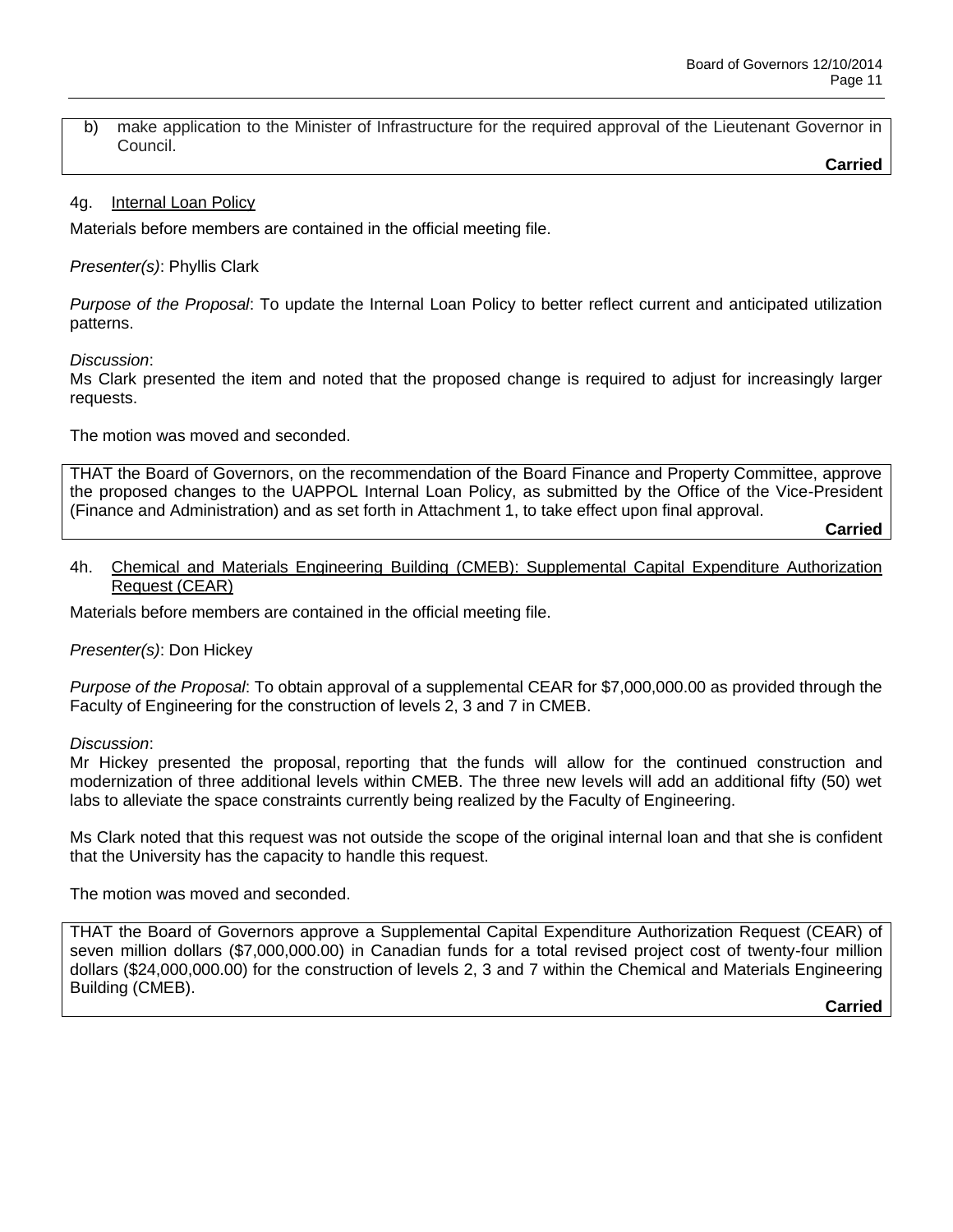b) make application to the Minister of Infrastructure for the required approval of the Lieutenant Governor in Council.

**Carried**

### 4g. Internal Loan Policy

Materials before members are contained in the official meeting file.

*Presenter(s)*: Phyllis Clark

*Purpose of the Proposal*: To update the Internal Loan Policy to better reflect current and anticipated utilization patterns.

*Discussion*:
Ms Clark presented the item and noted that the proposed change is required to adjust for increasingly larger requests.

The motion was moved and seconded.

THAT the Board of Governors, on the recommendation of the Board Finance and Property Committee, approve the proposed changes to the UAPPOL Internal Loan Policy, as submitted by the Office of the Vice-President (Finance and Administration) and as set forth in Attachment 1, to take effect upon final approval.

**Carried**

### 4h. Chemical and Materials Engineering Building (CMEB): Supplemental Capital Expenditure Authorization Request (CEAR)

Materials before members are contained in the official meeting file.

*Presenter(s)*: Don Hickey

*Purpose of the Proposal*: To obtain approval of a supplemental CEAR for $7,000,000.00 as provided through the Faculty of Engineering for the construction of levels 2, 3 and 7 in CMEB.

*Discussion*:
Mr Hickey presented the proposal, reporting that the funds will allow for the continued construction and modernization of three additional levels within CMEB. The three new levels will add an additional fifty (50) wet labs to alleviate the space constraints currently being realized by the Faculty of Engineering.

Ms Clark noted that this request was not outside the scope of the original internal loan and that she is confident that the University has the capacity to handle this request.

The motion was moved and seconded.

THAT the Board of Governors approve a Supplemental Capital Expenditure Authorization Request (CEAR) of seven million dollars ($7,000,000.00) in Canadian funds for a total revised project cost of twenty-four million dollars ($24,000,000.00) for the construction of levels 2, 3 and 7 within the Chemical and Materials Engineering Building (CMEB).

**Carried**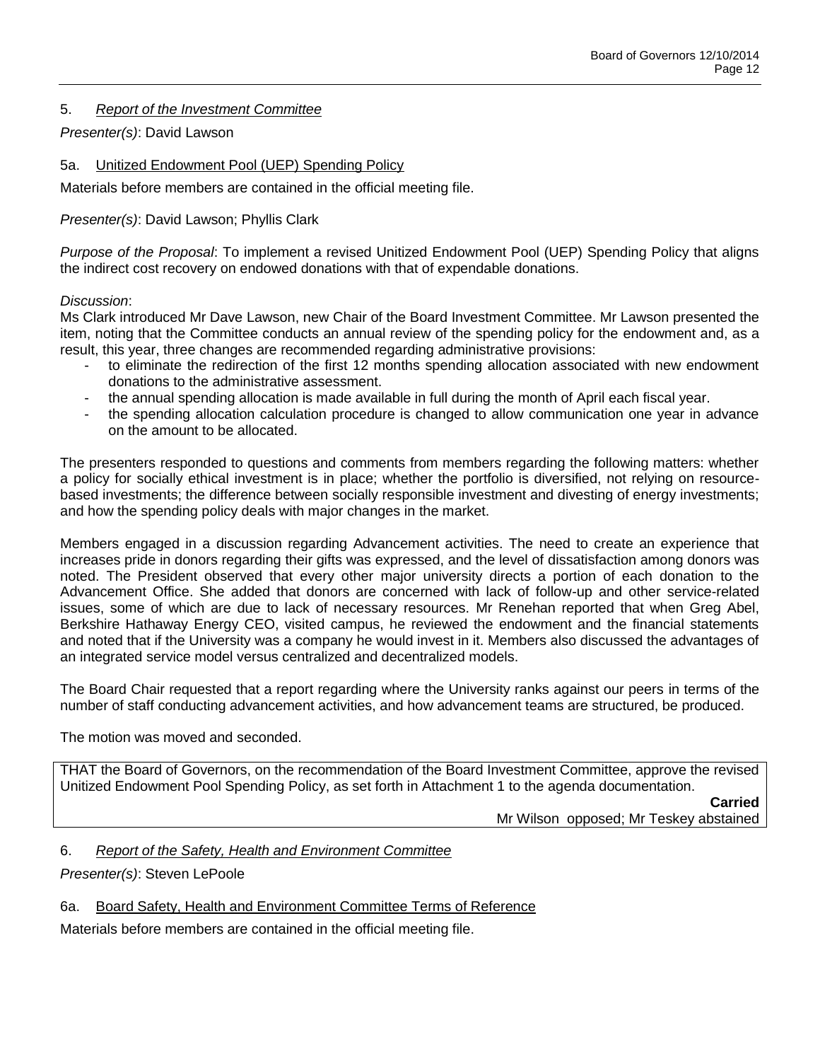## 5. *Report of the Investment Committee*

*Presenter(s)*: David Lawson

### 5a. Unitized Endowment Pool (UEP) Spending Policy

Materials before members are contained in the official meeting file.

*Presenter(s)*: David Lawson; Phyllis Clark

*Purpose of the Proposal*: To implement a revised Unitized Endowment Pool (UEP) Spending Policy that aligns the indirect cost recovery on endowed donations with that of expendable donations.

*Discussion*:
Ms Clark introduced Mr Dave Lawson, new Chair of the Board Investment Committee. Mr Lawson presented the item, noting that the Committee conducts an annual review of the spending policy for the endowment and, as a result, this year, three changes are recommended regarding administrative provisions:

- to eliminate the redirection of the first 12 months spending allocation associated with new endowment donations to the administrative assessment.
- the annual spending allocation is made available in full during the month of April each fiscal year.
- the spending allocation calculation procedure is changed to allow communication one year in advance on the amount to be allocated.

The presenters responded to questions and comments from members regarding the following matters: whether a policy for socially ethical investment is in place; whether the portfolio is diversified, not relying on resource-based investments; the difference between socially responsible investment and divesting of energy investments; and how the spending policy deals with major changes in the market.

Members engaged in a discussion regarding Advancement activities. The need to create an experience that increases pride in donors regarding their gifts was expressed, and the level of dissatisfaction among donors was noted. The President observed that every other major university directs a portion of each donation to the Advancement Office. She added that donors are concerned with lack of follow-up and other service-related issues, some of which are due to lack of necessary resources. Mr Renehan reported that when Greg Abel, Berkshire Hathaway Energy CEO, visited campus, he reviewed the endowment and the financial statements and noted that if the University was a company he would invest in it. Members also discussed the advantages of an integrated service model versus centralized and decentralized models.

The Board Chair requested that a report regarding where the University ranks against our peers in terms of the number of staff conducting advancement activities, and how advancement teams are structured, be produced.

The motion was moved and seconded.

THAT the Board of Governors, on the recommendation of the Board Investment Committee, approve the revised Unitized Endowment Pool Spending Policy, as set forth in Attachment 1 to the agenda documentation.

**Carried**

Mr Wilson opposed; Mr Teskey abstained

## 6. *Report of the Safety, Health and Environment Committee*

*Presenter(s)*: Steven LePoole

### 6a. Board Safety, Health and Environment Committee Terms of Reference

Materials before members are contained in the official meeting file.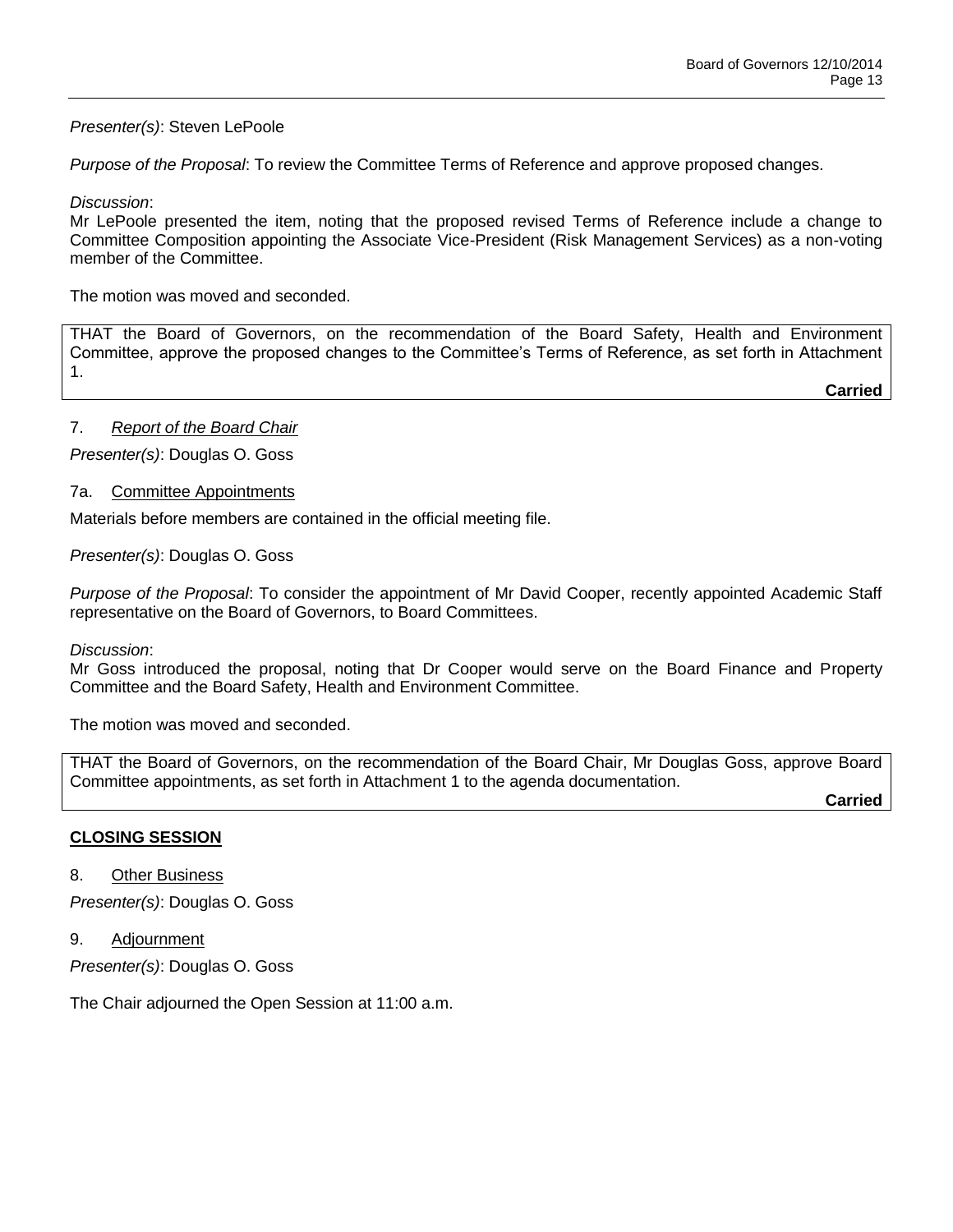*Presenter(s)*: Steven LePoole

*Purpose of the Proposal*: To review the Committee Terms of Reference and approve proposed changes.

*Discussion*:
Mr LePoole presented the item, noting that the proposed revised Terms of Reference include a change to Committee Composition appointing the Associate Vice-President (Risk Management Services) as a non-voting member of the Committee.

The motion was moved and seconded.

THAT the Board of Governors, on the recommendation of the Board Safety, Health and Environment Committee, approve the proposed changes to the Committee's Terms of Reference, as set forth in Attachment 1.

**Carried**

7. *Report of the Board Chair*

*Presenter(s)*: Douglas O. Goss

7a. Committee Appointments

Materials before members are contained in the official meeting file.

*Presenter(s)*: Douglas O. Goss

*Purpose of the Proposal*: To consider the appointment of Mr David Cooper, recently appointed Academic Staff representative on the Board of Governors, to Board Committees.

*Discussion*:
Mr Goss introduced the proposal, noting that Dr Cooper would serve on the Board Finance and Property Committee and the Board Safety, Health and Environment Committee.

The motion was moved and seconded.

THAT the Board of Governors, on the recommendation of the Board Chair, Mr Douglas Goss, approve Board Committee appointments, as set forth in Attachment 1 to the agenda documentation.

**Carried**

**CLOSING SESSION**

8. Other Business

*Presenter(s)*: Douglas O. Goss

9. Adjournment

*Presenter(s)*: Douglas O. Goss

The Chair adjourned the Open Session at 11:00 a.m.